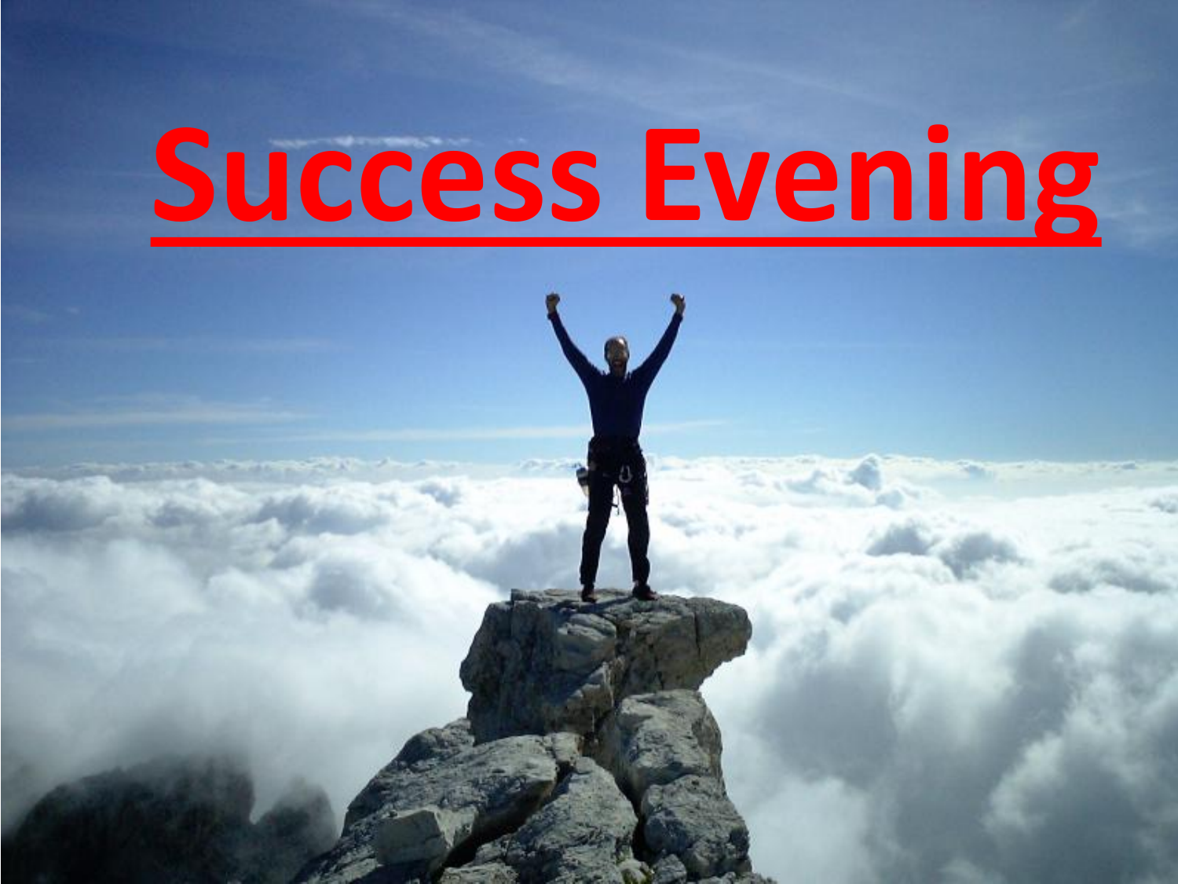# <u>Success Evening</u>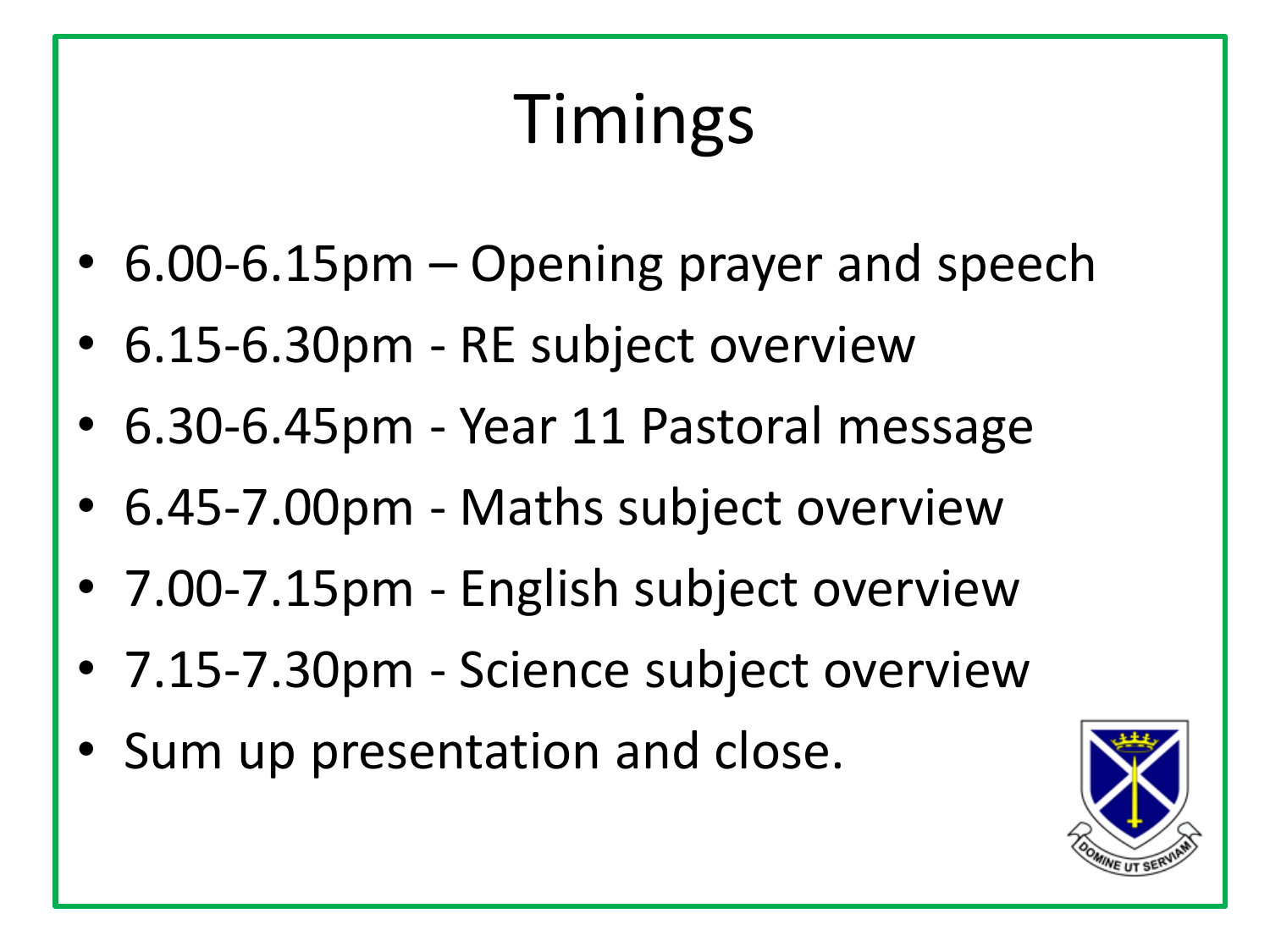# Timings

- 6.00-6.15pm – Opening prayer and speech
- 6.15-6.30pm - RE subject overview
- 6.30-6.45pm - Year 11 Pastoral message
- 6.45-7.00pm - Maths subject overview
- 7.00-7.15pm - English subject overview
- 7.15-7.30pm - Science subject overview
- Sum up presentation and close.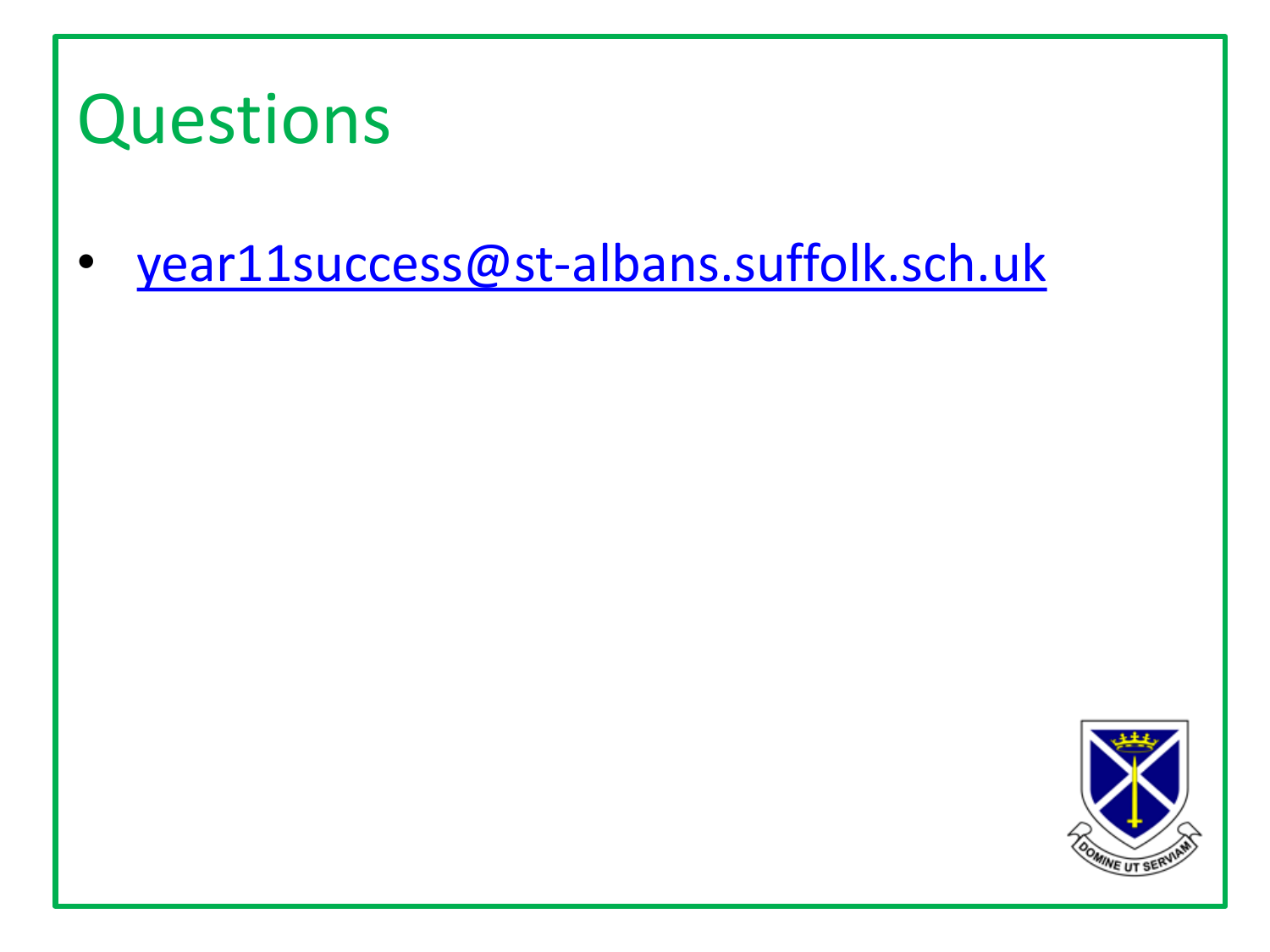# Questions

- year11success@st-albans.suffolk.sch.uk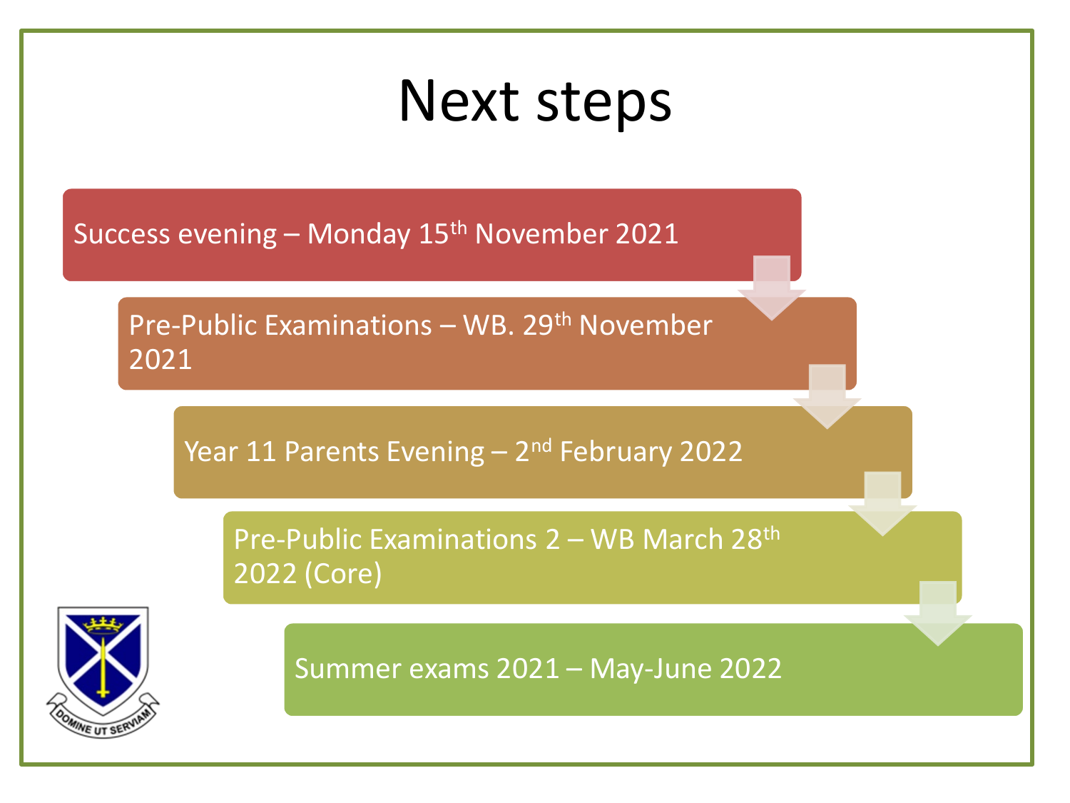# Next steps

- Success evening – Monday 15th November 2021
- Pre-Public Examinations – WB. 29th November 2021
- Year 11 Parents Evening – 2nd February 2022
- Pre-Public Examinations 2 – WB March 28th 2022 (Core)
- Summer exams 2021 – May-June 2022

DOMINE UT SERVIAM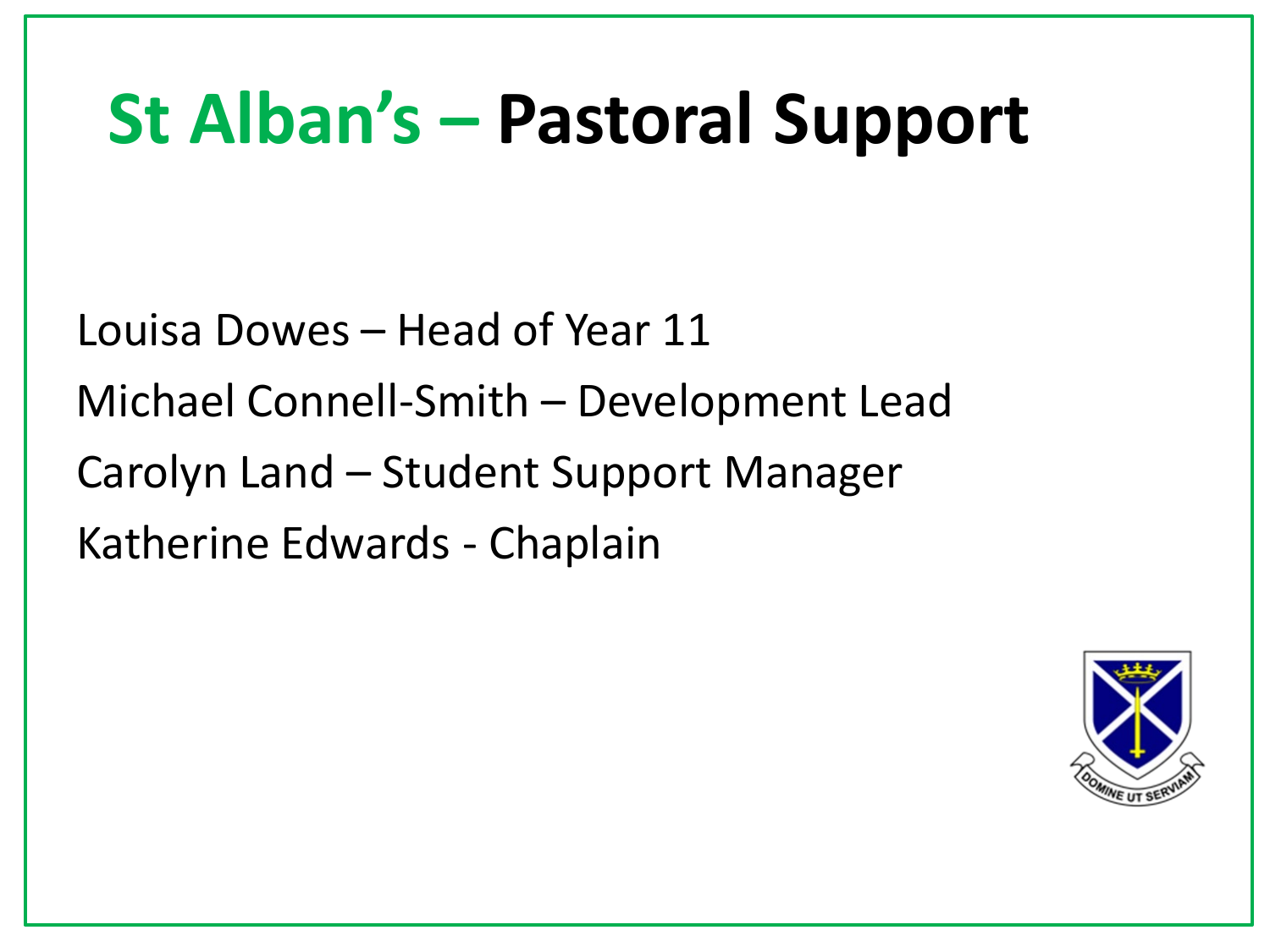# St Alban's – Pastoral Support

Louisa Dowes – Head of Year 11

Michael Connell-Smith – Development Lead

Carolyn Land – Student Support Manager

Katherine Edwards - Chaplain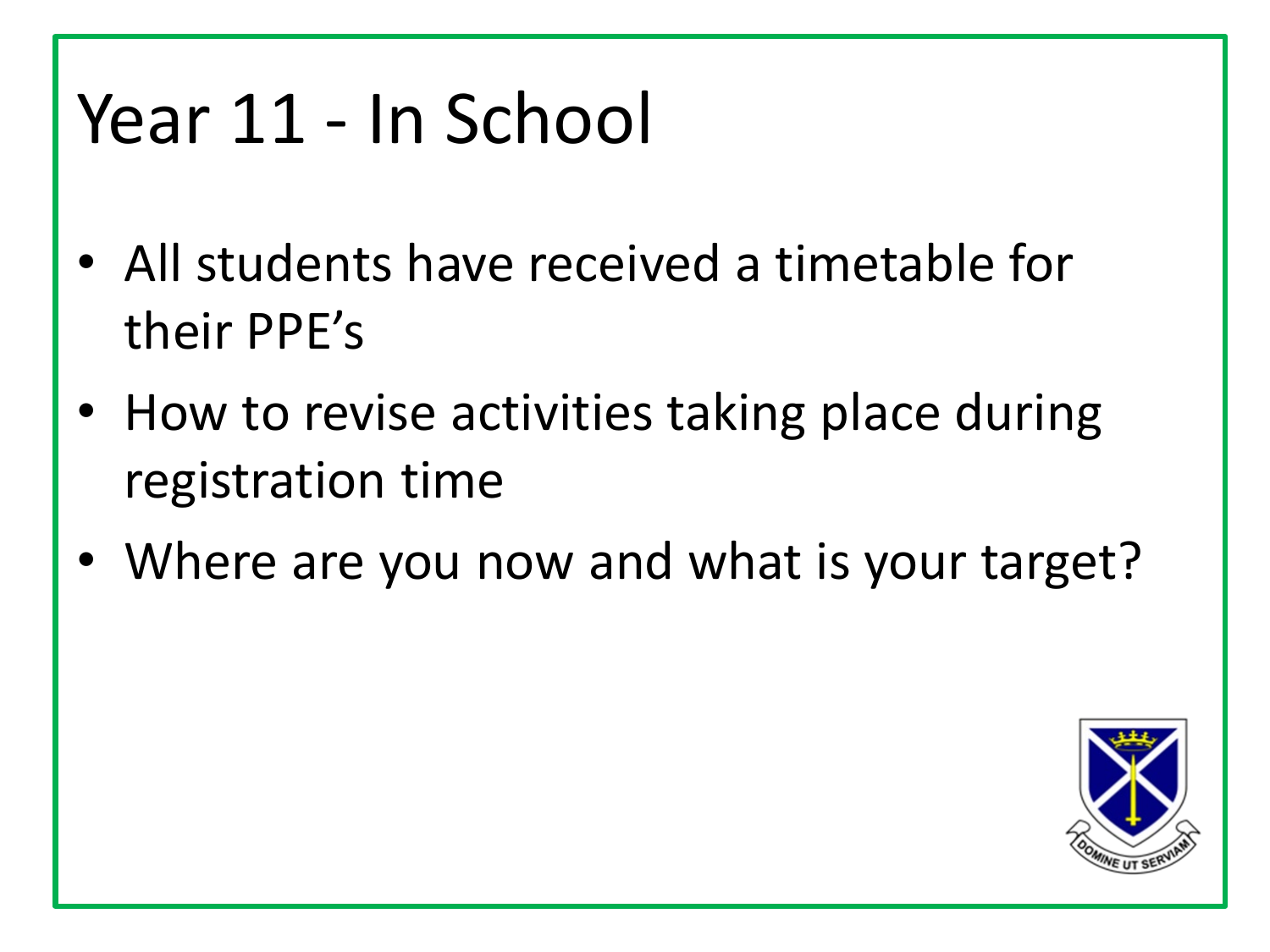# Year 11 - In School

- All students have received a timetable for their PPE's
- How to revise activities taking place during registration time
- Where are you now and what is your target?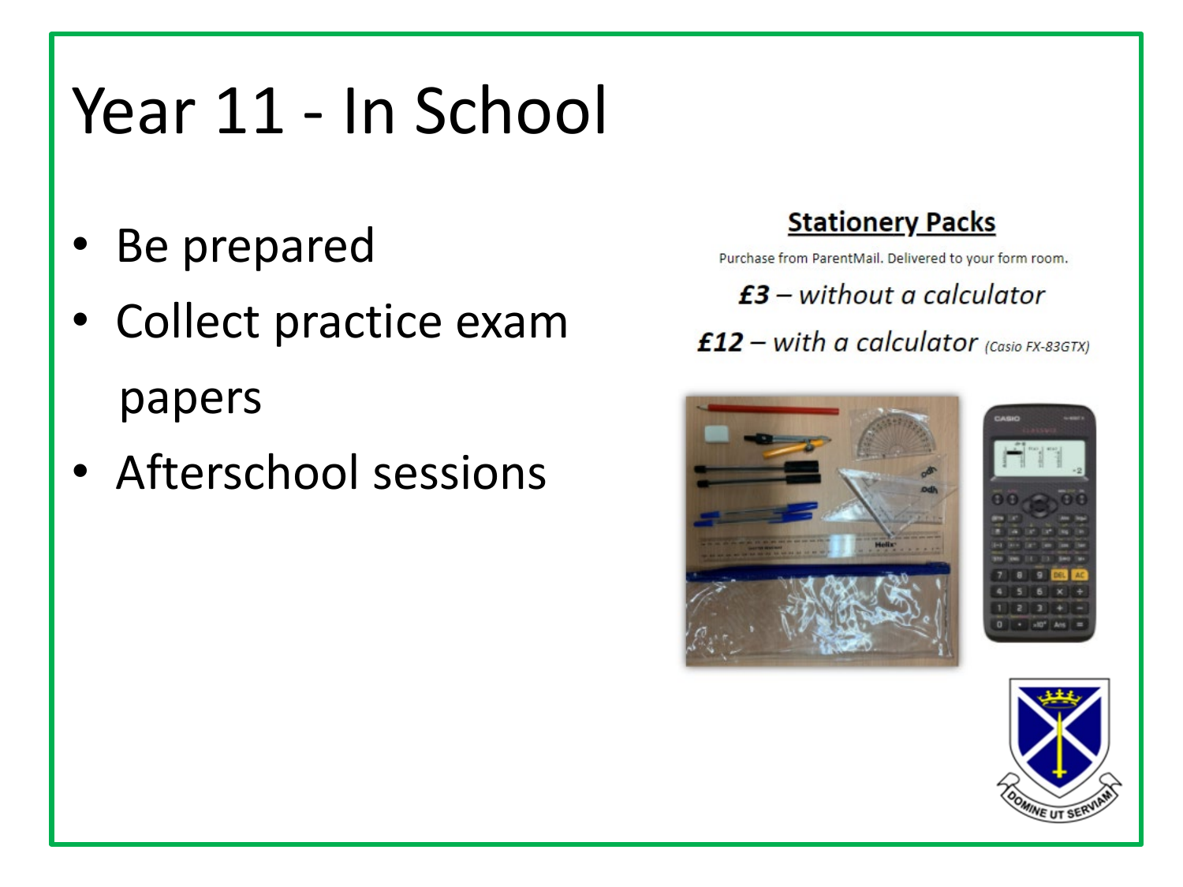# Year 11 - In School

- Be prepared
- Collect practice exam papers
- Afterschool sessions

**Stationery Packs**

Purchase from ParentMail. Delivered to your form room.

***£3*** *– without a calculator*

***£12*** *– with a calculator* *(Casio FX-83GTX)*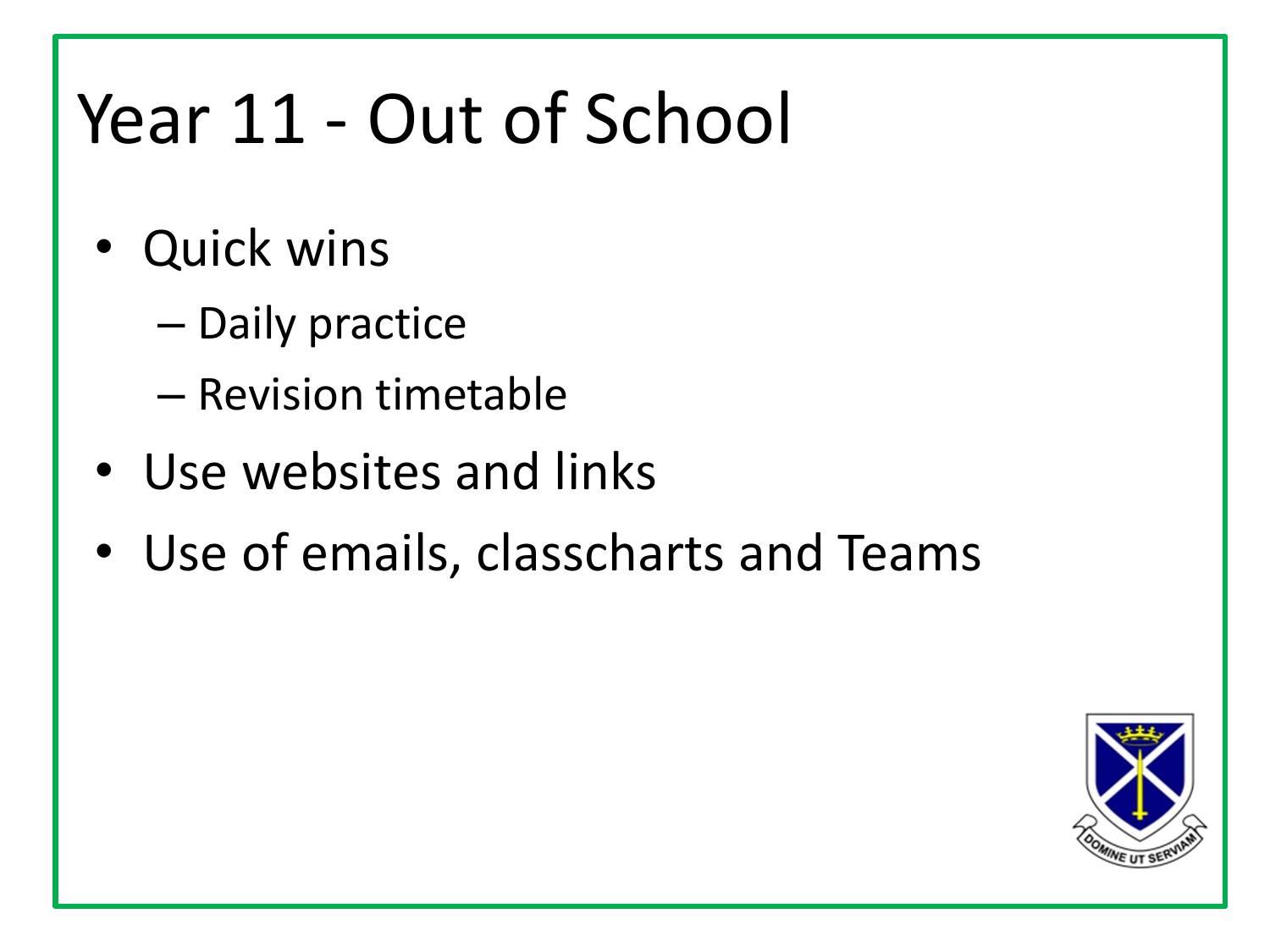# Year 11 - Out of School

- Quick wins
  - Daily practice
  - Revision timetable
- Use websites and links
- Use of emails, classcharts and Teams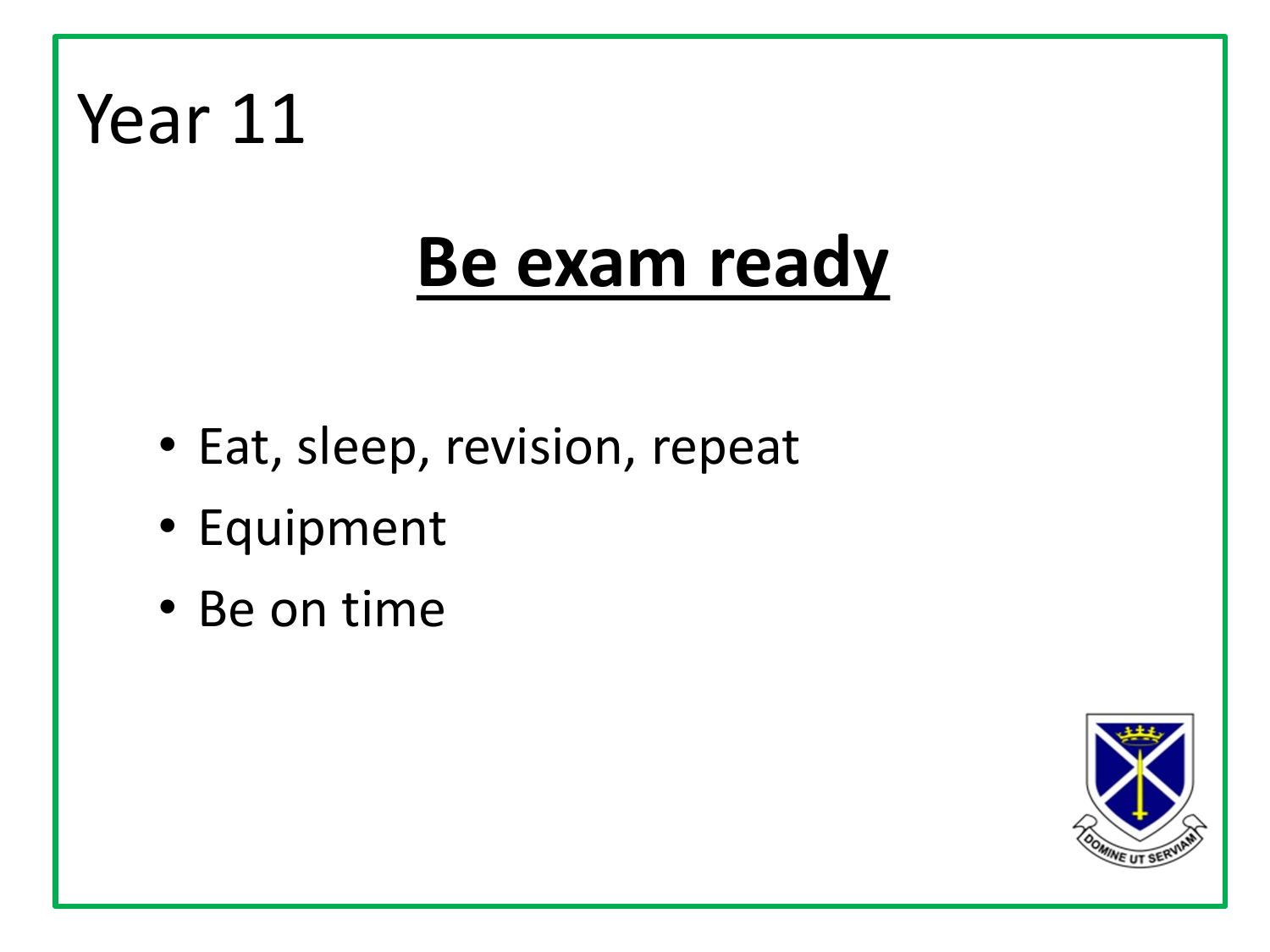Year 11

# Be exam ready

- Eat, sleep, revision, repeat
- Equipment
- Be on time